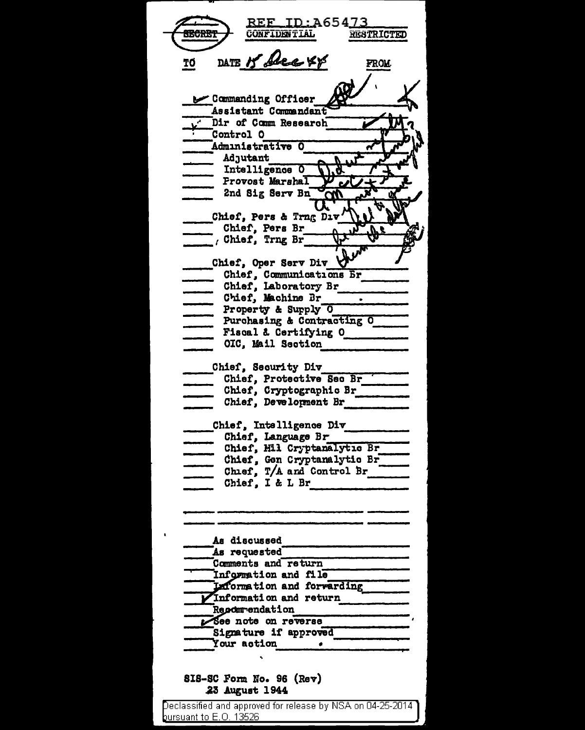REF ID:A65473

SECRET CONFIDENTIAL RESTRICTED

TO DATE 15 Dec 48 FROM

- ✓ Commanding Officer
- Assistant Commandant
- ✓ Dir of Comm Research
- Control O
- Administrative O
  - Adjutant
  - Intelligence O
  - Provost Marshal
  - 2nd Sig Serv Bn
- Chief, Pers & Trng Div
  - Chief, Pers Br
  - Chief, Trng Br
- Chief, Oper Serv Div
  - Chief, Communications Br
  - Chief, Laboratory Br
  - Chief, Machine Br
  - Property & Supply O
  - Purchasing & Contracting O
  - Fiscal & Certifying O
  - OIC, Mail Section
- Chief, Security Div
  - Chief, Protective Sec Br
  - Chief, Cryptographic Br
  - Chief, Development Br
- Chief, Intelligence Div
  - Chief, Language Br
  - Chief, Mil Cryptanalytic Br
  - Chief, Gen Cryptanalytic Br
  - Chief, T/A and Control Br
  - Chief, I & L Br

Did we not mention it or might I not have given them the dope?

- As discussed
- As requested
- Comments and return
- Information and file
- Information and forwarding
- ✓ Information and return
- Recommendation
- ✓ See note on reverse
- Signature if approved
- Your action

SIS-SC Form No. 96 (Rev)
23 August 1944

Declassified and approved for release by NSA on 04-25-2014 pursuant to E.O. 13526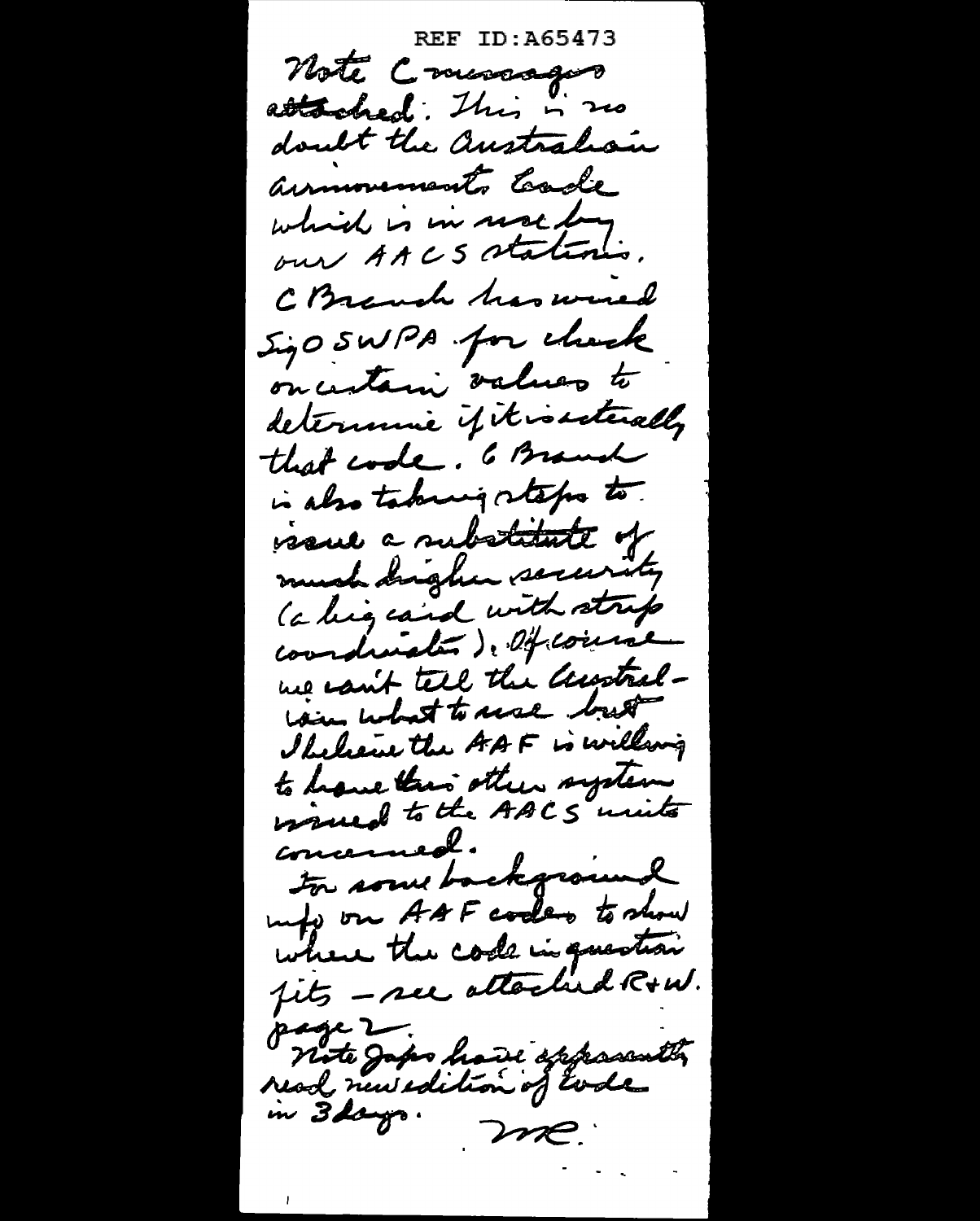REF ID:A65473

Note C messages attached. This is no doubt the Australian armaments code which is in use by our AACS stations. C Branch has wired SigO SWPA for check on certain values to determine if it is actually that code. C Branch is also taking steps to issue a substitute of much higher security (a big card with strip coordinates). Of course we can't tell the Australians what to use but I believe the AAF is willing to have this other system issued to the AACS units concerned.

For some background info on AAF codes to show where the code in question fits – see attached R+W. page 2.

Note Japs have apparently read new edition of code in 3 days.

MC.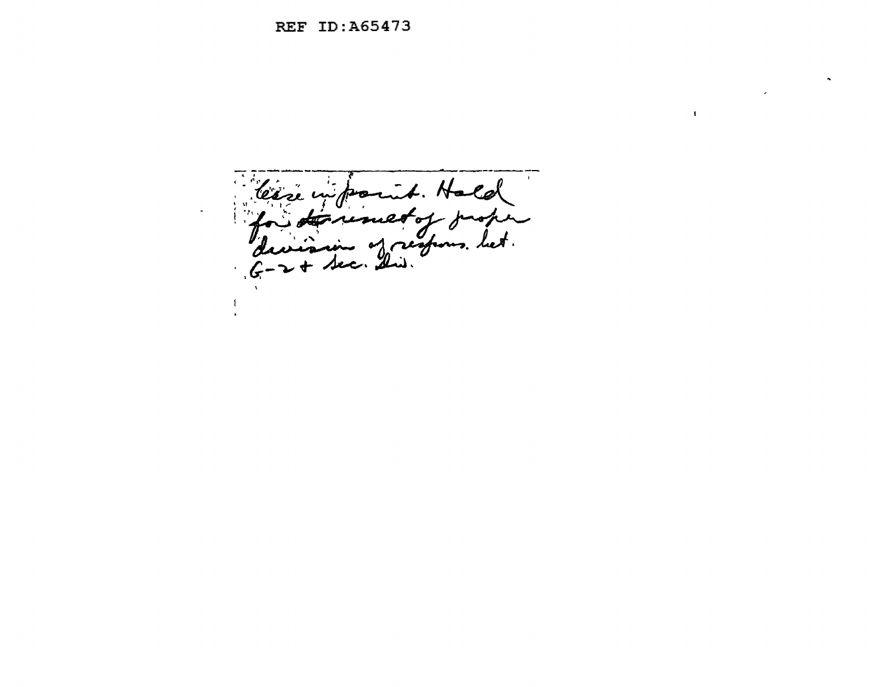Case in point. Hold for determinat of proper division of respons. bet. G-2 + Sec. Div.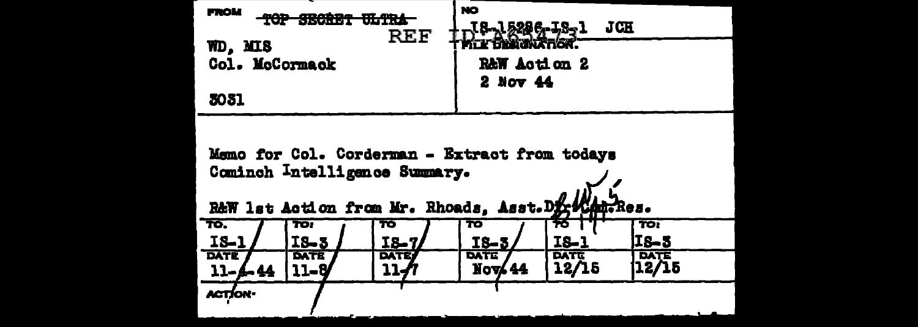| FROM | NO |
|---|---|
| ~~TOP SECRET ULTRA~~ REF | IS-15286-IS-1 JCH ID:A65473 |
| WD, MIS | FILE DESIGNATION: |
| Col. McCormack | R&W Action 2 |
| | 2 Nov 44 |
| 5031 | |

Memo for Col. Corderman - Extract from todays Cominch Intelligence Summary.

R&W 1st Action from Mr. Rhoads, Asst.Dir.Com.Res.

| TO: | TO: | TO | TO | TO | TO: |
|---|---|---|---|---|---|
| IS-1 | IS-3 | IS-7 | IS-3 | IS-1 | IS-3 |
| DATE | DATE | DATE | DATE | DATE | DATE |
| 11-4-44 | 11-8 | 11-7 | Nov.44 | 12/15 | 12/15 |

ACTION: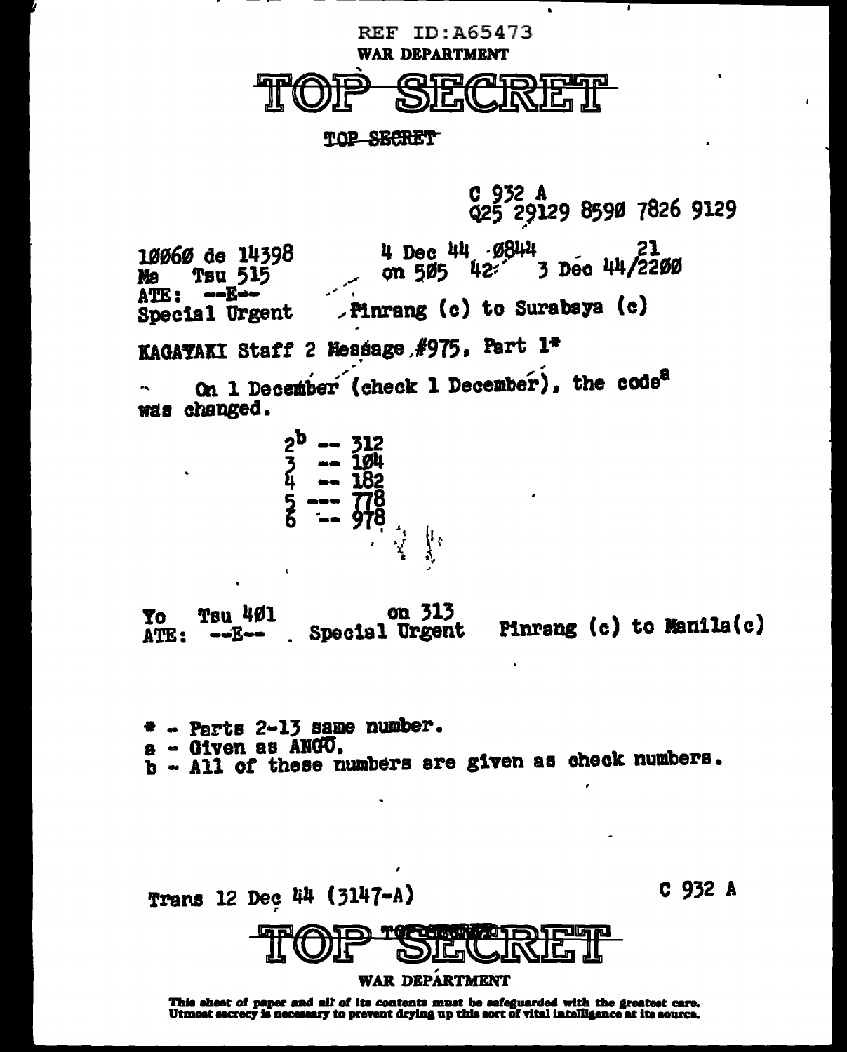REF ID:A65473

WAR DEPARTMENT

# TOP SECRET

TOP SECRET

C 932 A
Q25 29129 8590 7826 9129

10060 de 14398 &nbsp;&nbsp;&nbsp;&nbsp; 4 Dec 44 0844 &nbsp;&nbsp;&nbsp;&nbsp; 21
Ma &nbsp; Tsu 515 &nbsp;&nbsp;&nbsp;&nbsp; on 505 &nbsp; 42 &nbsp;&nbsp; 3 Dec 44/2200
ATE: --E--
Special Urgent &nbsp;&nbsp;&nbsp;&nbsp; Pinrang (c) to Surabaya (c)

KAGAYAKI Staff 2 Message #975, Part 1*

On 1 December (check 1 December), the code[a] was changed.

2[b] -- 312
3 -- 104
4 -- 182
5 --- 778
6 -- 978

Yo &nbsp; Tsu 401 &nbsp;&nbsp;&nbsp;&nbsp; on 313
ATE: --E-- &nbsp;&nbsp; Special Urgent &nbsp;&nbsp;&nbsp;&nbsp; Pinrang (c) to Manila(c)

\* - Parts 2-13 same number.
a - Given as ANGO.
b - All of these numbers are given as check numbers.

Trans 12 Dec 44 (3147-A) &nbsp;&nbsp;&nbsp;&nbsp; C 932 A

# TOP SECRET

WAR DEPARTMENT

This sheet of paper and all of its contents must be safeguarded with the greatest care. Utmost secrecy is necessary to prevent drying up this sort of vital intelligence at its source.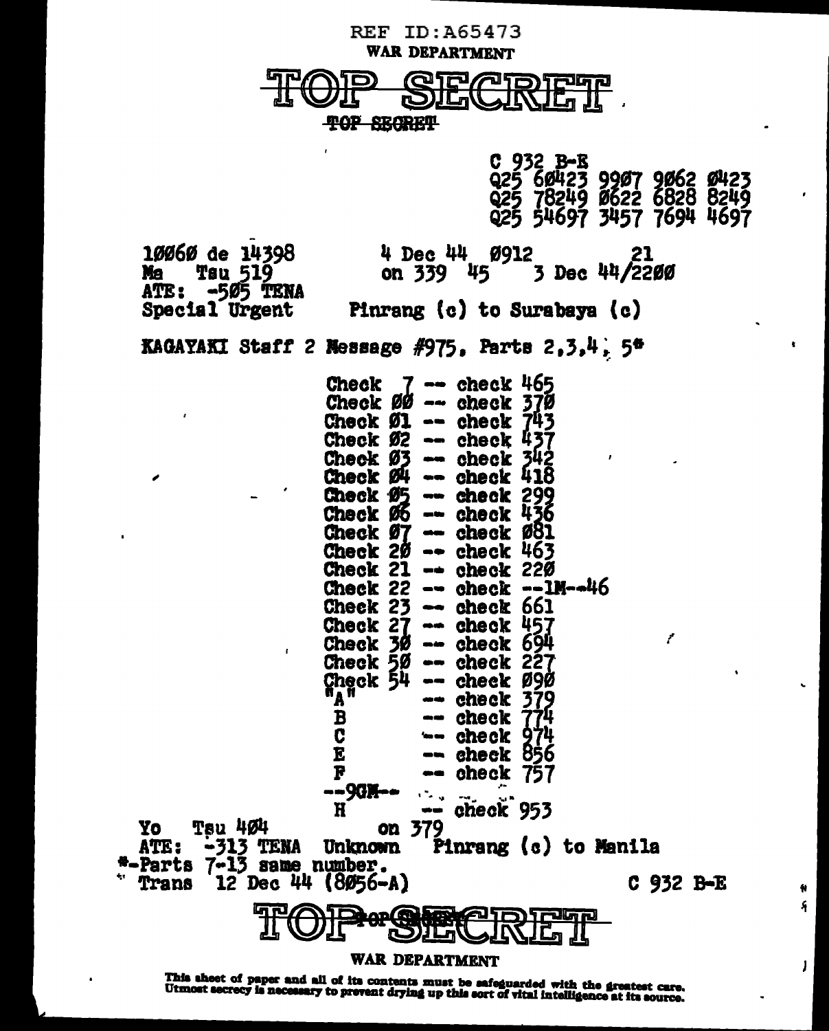REF ID:A65473

WAR DEPARTMENT

# TOP SECRET

~~TOP SECRET~~

C 932 B-E
Q25 60423 9907 9062 0423
Q25 78249 0622 6828 8249
Q25 54697 3457 7694 4697

10060 de 14398 4 Dec 44 0912 21
Ma Tsu 519 on 339 45 3 Dec 44/2200
ATE: -505 TENA
Special Urgent Pinrang (c) to Surabaya (c)

KAGAYAKI Staff 2 Message #975, Parts 2,3,4, 5*

Check 7 -- check 465
Check 00 -- check 370
Check 01 -- check 743
Check 02 -- check 437
Check 03 -- check 342
Check 04 -- check 418
Check 05 -- check 299
Check 06 -- check 436
Check 07 -- check 081
Check 20 -- check 463
Check 21 -- check 220
Check 22 -- check --1M--46
Check 23 -- check 661
Check 27 -- check 457
Check 30 -- check 694
Check 50 -- check 227
Check 54 -- check 090
"A" -- check 379
B -- check 774
C -- check 974
E -- check 856
F -- check 757
--9GM--
H -- check 953

Yo Tsu 404 on 379
ATE: -313 TENA Unknown Pinrang (c) to Manila
*-Parts 7-13 same number.
Trans 12 Dec 44 (8056-A) C 932 B-E

# TOP SECRET

WAR DEPARTMENT

This sheet of paper and all of its contents must be safeguarded with the greatest care. Utmost secrecy is necessary to prevent drying up this sort of vital intelligence at its source.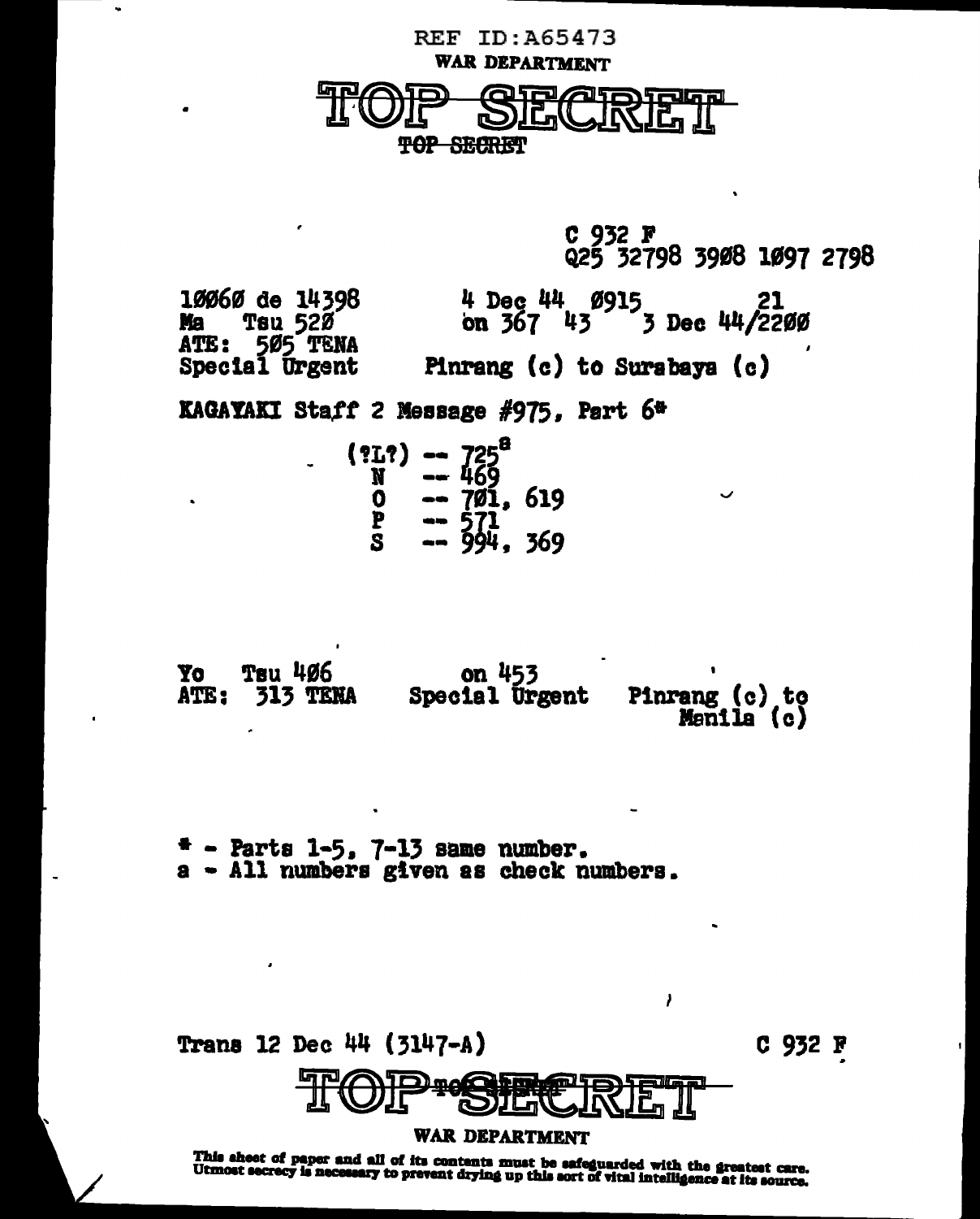REF ID:A65473

WAR DEPARTMENT

# TOP SECRET

~~TOP SECRET~~

C 932 F
Q25 32798 3908 1097 2798

10060 de 14398 &nbsp;&nbsp;&nbsp;&nbsp; 4 Dec 44 0915 &nbsp;&nbsp;&nbsp;&nbsp; 21
Ma Tsu 520 &nbsp;&nbsp;&nbsp;&nbsp; on 367 43 &nbsp;&nbsp;&nbsp;&nbsp; 3 Dec 44/2200
ATE: 505 TENA
Special Urgent &nbsp;&nbsp;&nbsp;&nbsp; Pinrang (c) to Surabaya (c)

KAGAYAKI Staff 2 Message #975, Part 6*

(?L?) -- 725[a]
N -- 469
O -- 701, 619
P -- 571
S -- 994, 369

Yo Tsu 406 &nbsp;&nbsp;&nbsp;&nbsp; on 453
ATE: 313 TENA &nbsp;&nbsp;&nbsp;&nbsp; Special Urgent &nbsp;&nbsp;&nbsp;&nbsp; Pinrang (c) to Manila (c)

* - Parts 1-5, 7-13 same number.
a - All numbers given as check numbers.

Trans 12 Dec 44 (3147-A) &nbsp;&nbsp;&nbsp;&nbsp; C 932 F

# TOP SECRET

WAR DEPARTMENT

This sheet of paper and all of its contents must be safeguarded with the greatest care. Utmost secrecy is necessary to prevent drying up this sort of vital intelligence at its source.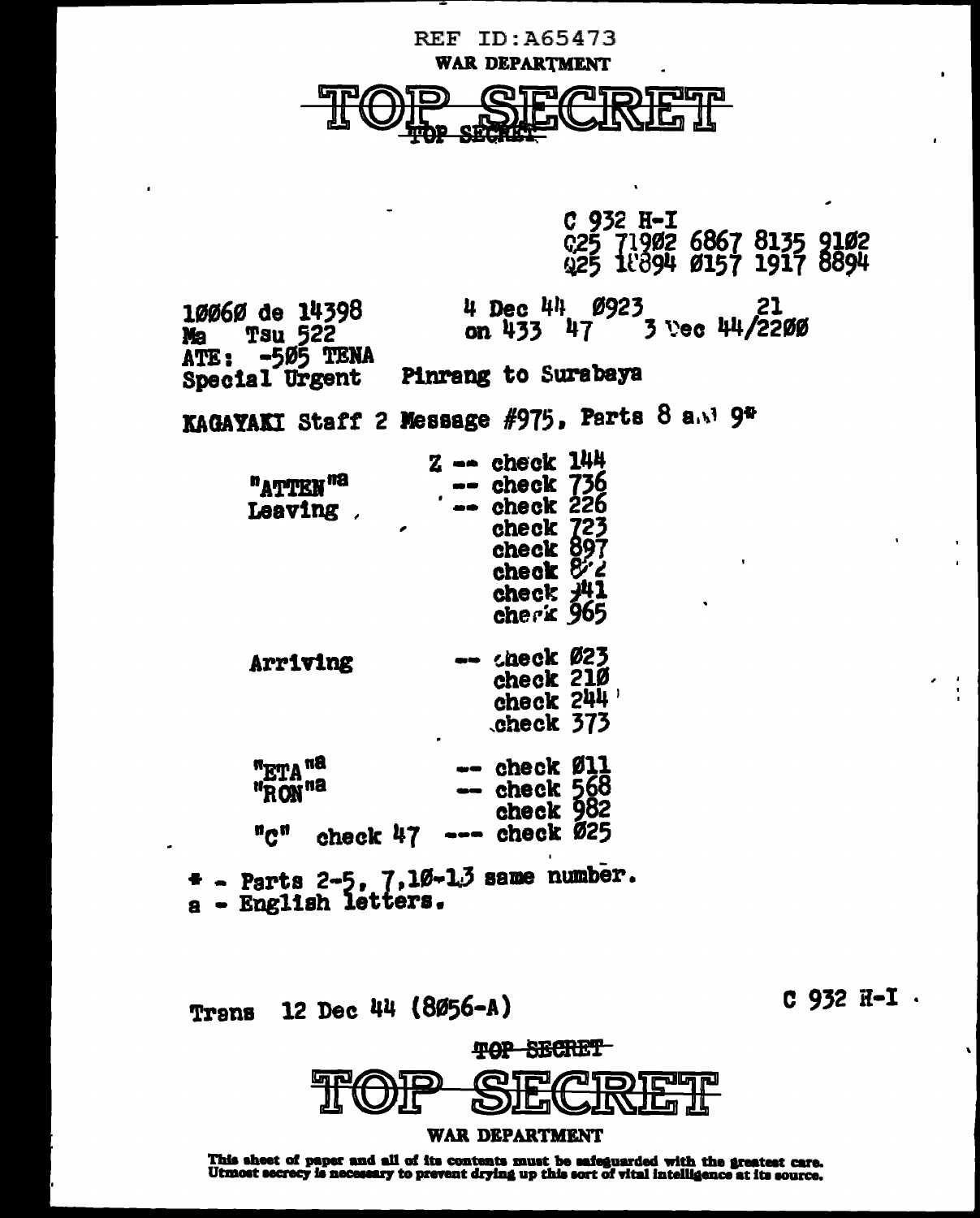REF ID:A65473

WAR DEPARTMENT

TOP SECRET

TOP SECRET

C 932 H-I
Ç25 719Ø2 6867 8135 91Ø2
Ø25 1Ø894 Ø157 1917 8894

1ØØ6Ø de 14398
Ma Tsu 522
ATE: -5Ø5 TENA
Special Urgent

4 Dec 44 Ø923 21
on 433 47 3 Dec 44/22ØØ

Pinrang to Surabaya

KAGAYAKI Staff 2 Message #975, Parts 8 and 9*

```
                Z -- check 144
"ATTEN"a          -- check 736
Leaving           -- check 226
                     check 723
                     check 897
                     check 8?2
                     check ?41
                     check 965

Arriving          -- check Ø23
                     check 21Ø
                     check 244
                     check 373

"ETA"a            -- check Ø11
"RON"a            -- check 568
                     check 982
"C"  check 47    --- check Ø25
```

* - Parts 2-5, 7,1Ø-13 same number.
a - English letters.

Trans 12 Dec 44 (8Ø56-A)

C 932 H-I

TOP SECRET

TOP SECRET

WAR DEPARTMENT

This sheet of paper and all of its contents must be safeguarded with the greatest care. Utmost secrecy is necessary to prevent drying up this sort of vital intelligence at its source.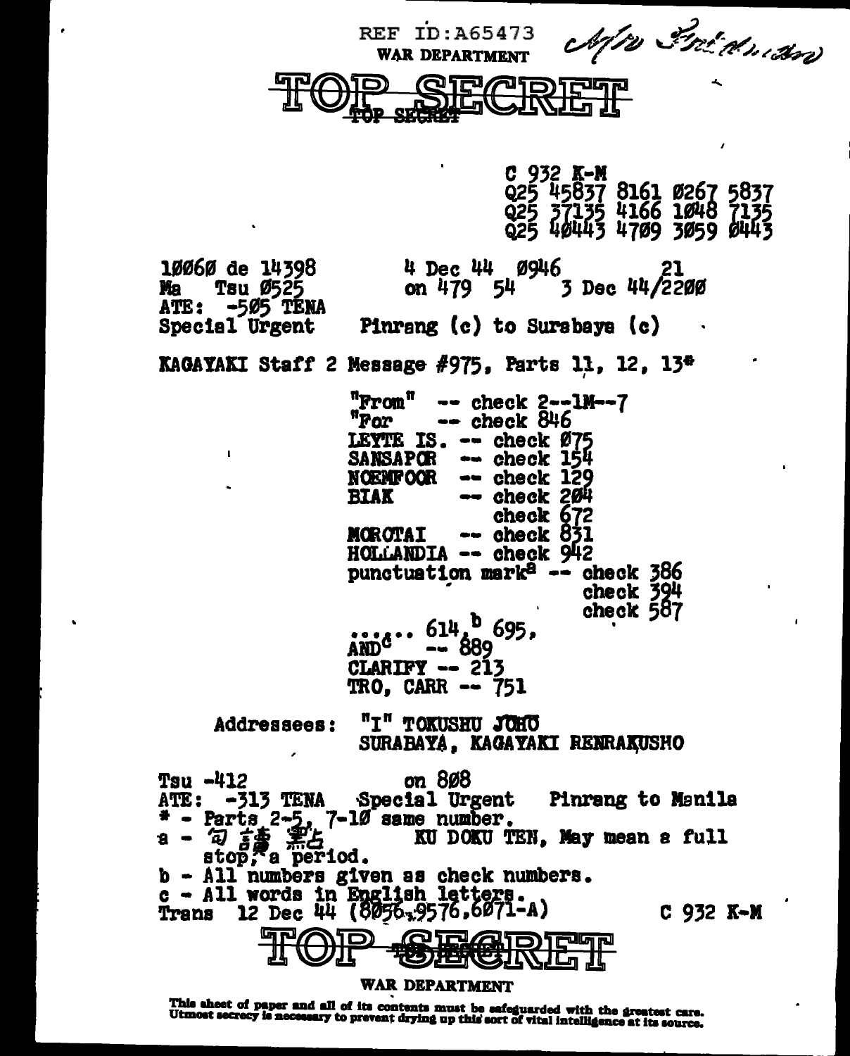REF ID:A65473 *Mr Friedman*

WAR DEPARTMENT

# TOP SECRET

C 932 K-M
Q25 45837 8161 Ø267 5837
Q25 37135 4166 1Ø48 7135
Q25 4Ø443 47Ø9 3Ø59 Ø443

1ØØ6Ø de 14398 4 Dec 44 Ø946 21
Ma Tsu Ø525 on 479 54 3 Dec 44/22ØØ
ATE: -5Ø5 TENA
Special Urgent Pinrang (c) to Surabaya (c)

KAGAYAKI Staff 2 Message #975, Parts 11, 12, 13*

"From" -- check 2--1M--7
"For" -- check 846
LEYTE IS. -- check Ø75
SANSAPOR -- check 154
NOEMFOOR -- check 129
BIAK -- check 2Ø4
check 672
MOROTAI -- check 831
HOLLANDIA -- check 942
punctuation mark[a] -- check 386
check 394
check 587

..... 614,[b] 695,
AND[c] -- 889
CLARIFY -- 213
TRO, CARR -- 751

Addressees: "I" TOKUSHU JOHO
SURABAYA, KAGAYAKI RENRAKUSHO

Tsu -412 on 8Ø8
ATE: -313 TENA Special Urgent Pinrang to Manila

\* - Parts 2-5, 7-1Ø same number.
a - 句讀點 KU DOKU TEN, May mean a full stop, a period.
b - All numbers given as check numbers.
c - All words in English letters.

Trans 12 Dec 44 (8Ø56,9576,6Ø71-A) C 932 K-M

# TOP SECRET

WAR DEPARTMENT

This sheet of paper and all of its contents must be safeguarded with the greatest care. Utmost secrecy is necessary to prevent drying up this sort of vital intelligence at its source.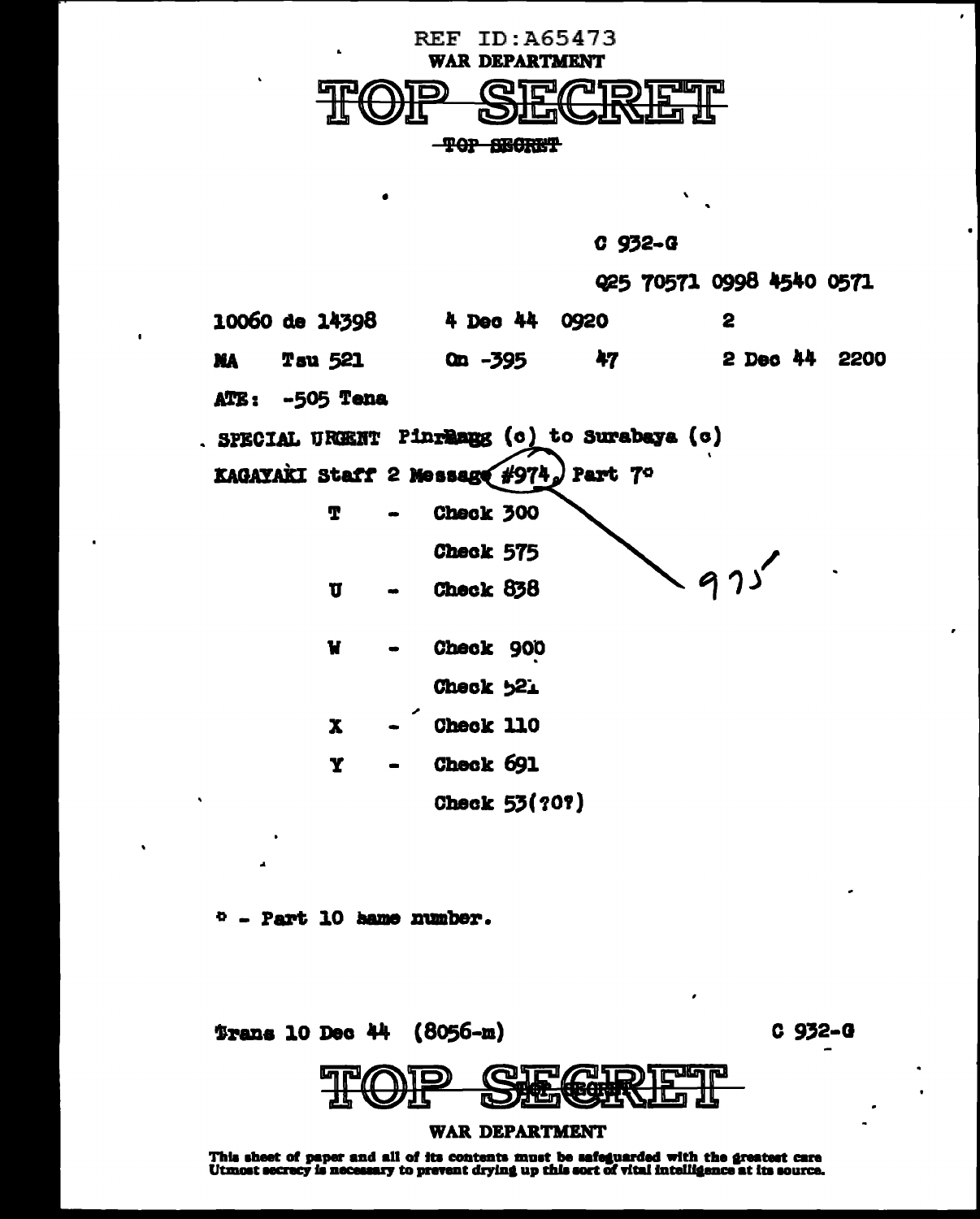REF ID:A65473

WAR DEPARTMENT

TOP SECRET

~~TOP SECRET~~

C 932-G

Q25 70571 0998 4540 0571

10060 de 14398 4 Dec 44 0920 2

MA Tsu 521 On -395 47 2 Dec 44 2200

ATE: -505 Tena

SPECIAL URGENT Pinrmang (c) to Surabaya (c)

KAGAYAKI Staff 2 Message #974, Part 7° 975

T - Check 300

Check 575

U - Check 838

W - Check 900

Check 521

X - Check 110

Y - Check 691

Check 53(?0?)

° - Part 10 same number.

Trans 10 Dec 44 (8056-m) C 932-G

TOP SECRET

WAR DEPARTMENT

This sheet of paper and all of its contents must be safeguarded with the greatest care
Utmost secrecy is necessary to prevent drying up this sort of vital intelligence at its source.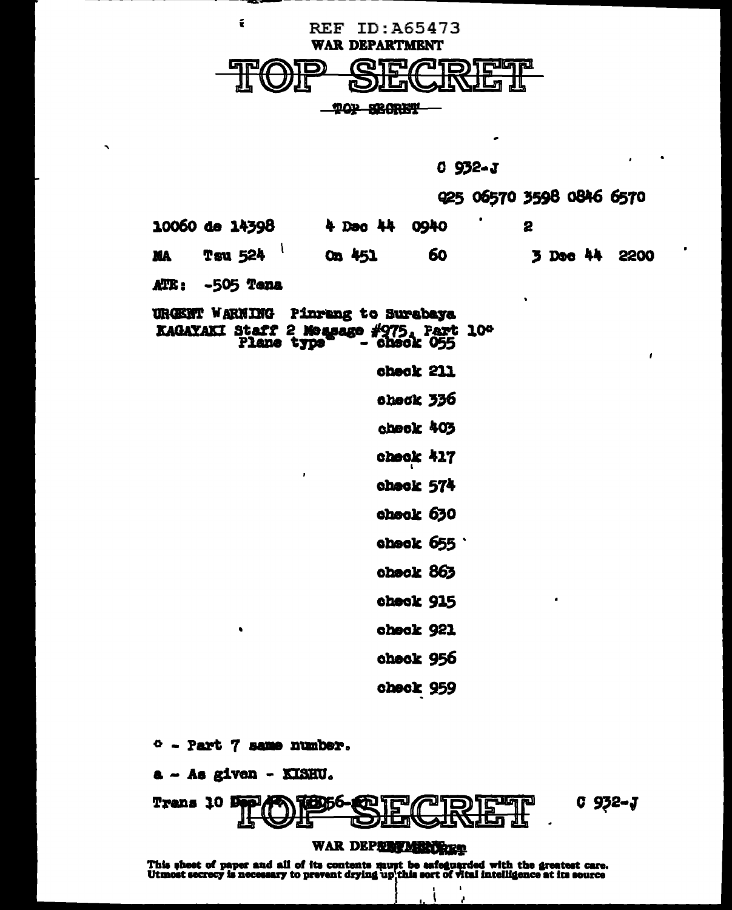REF ID:A65473

WAR DEPARTMENT

TOP SECRET

TOP SECRET

C 932-J

925 06570 3598 0846 6570

10060 de 14398    4 Dec 44  0940    2

MA    Tsu 524    On 451    60    3 Dec 44  2200

ATE:  -505 Tena

URGENT WARNING  Pinrang to Surabaya
KAGAYAKI Staff 2 Message #975, Part 10°
Plane type^a - check 055

check 211

check 336

check 403

check 417

check 574

check 630

check 655

check 863

check 915

check 921

check 956

check 959

° - Part 7 same number.

a - As given - KISHU.

Trans 10 Dec 44 (8056-W)    TOP SECRET    C 932-J

WAR DEPARTMENT

This sheet of paper and all of its contents must be safeguarded with the greatest care.
Utmost secrecy is necessary to prevent drying up this sort of vital intelligence at its source